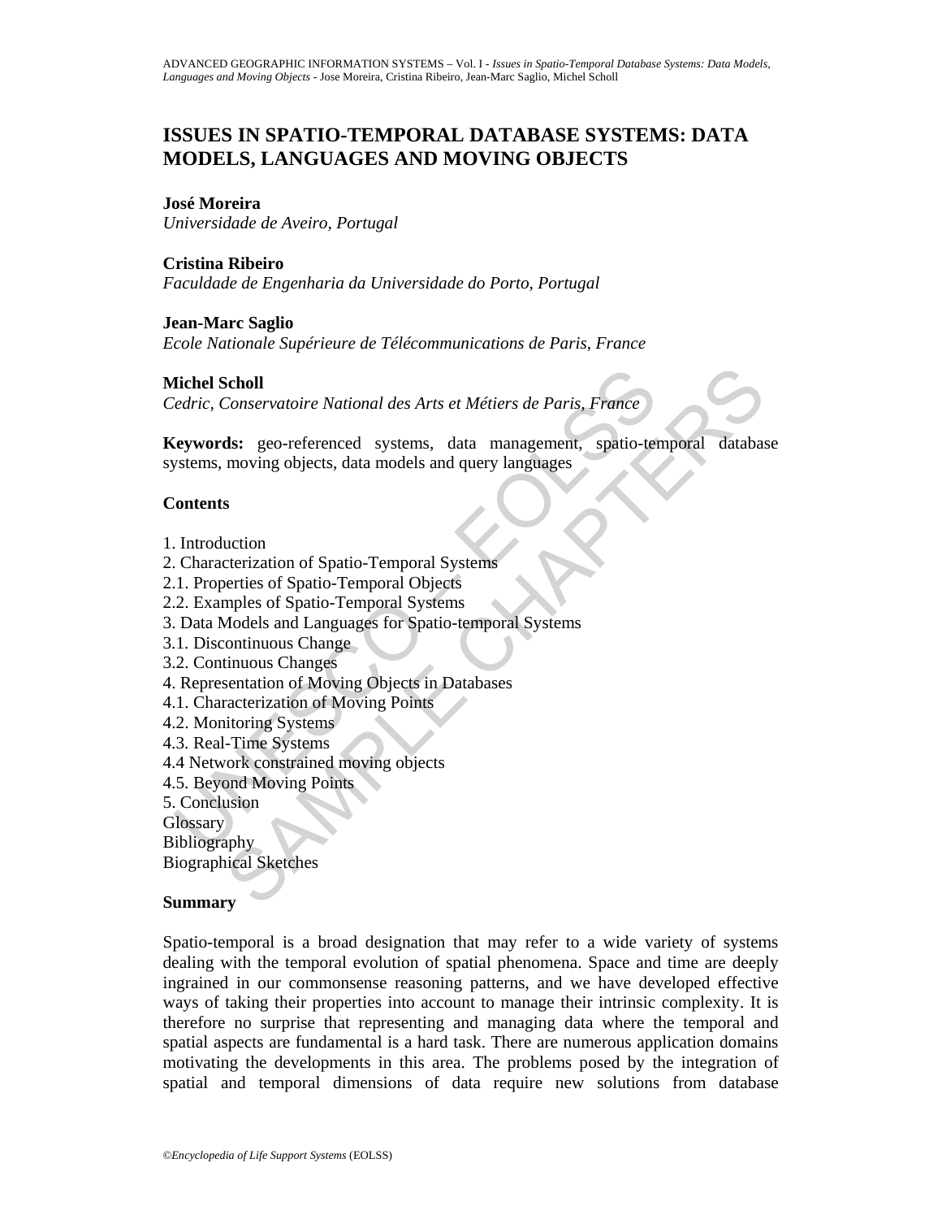# ISSUES IN SPATIO-TEMPORAL DATABASE SYSTEMS: DATA MODELS, LANGUAGES AND MOVING OBJECTS

**José Moreira**
*Universidade de Aveiro, Portugal*

**Cristina Ribeiro**
*Faculdade de Engenharia da Universidade do Porto, Portugal*

**Jean-Marc Saglio**
*Ecole Nationale Supérieure de Télécommunications de Paris, France*

**Michel Scholl**
*Cedric, Conservatoire National des Arts et Métiers de Paris, France*

**Keywords:** geo-referenced systems, data management, spatio-temporal database systems, moving objects, data models and query languages

## Contents

1. Introduction
2. Characterization of Spatio-Temporal Systems
2.1. Properties of Spatio-Temporal Objects
2.2. Examples of Spatio-Temporal Systems
3. Data Models and Languages for Spatio-temporal Systems
3.1. Discontinuous Change
3.2. Continuous Changes
4. Representation of Moving Objects in Databases
4.1. Characterization of Moving Points
4.2. Monitoring Systems
4.3. Real-Time Systems
4.4 Network constrained moving objects
4.5. Beyond Moving Points
5. Conclusion
Glossary
Bibliography
Biographical Sketches

## Summary

Spatio-temporal is a broad designation that may refer to a wide variety of systems dealing with the temporal evolution of spatial phenomena. Space and time are deeply ingrained in our commonsense reasoning patterns, and we have developed effective ways of taking their properties into account to manage their intrinsic complexity. It is therefore no surprise that representing and managing data where the temporal and spatial aspects are fundamental is a hard task. There are numerous application domains motivating the developments in this area. The problems posed by the integration of spatial and temporal dimensions of data require new solutions from database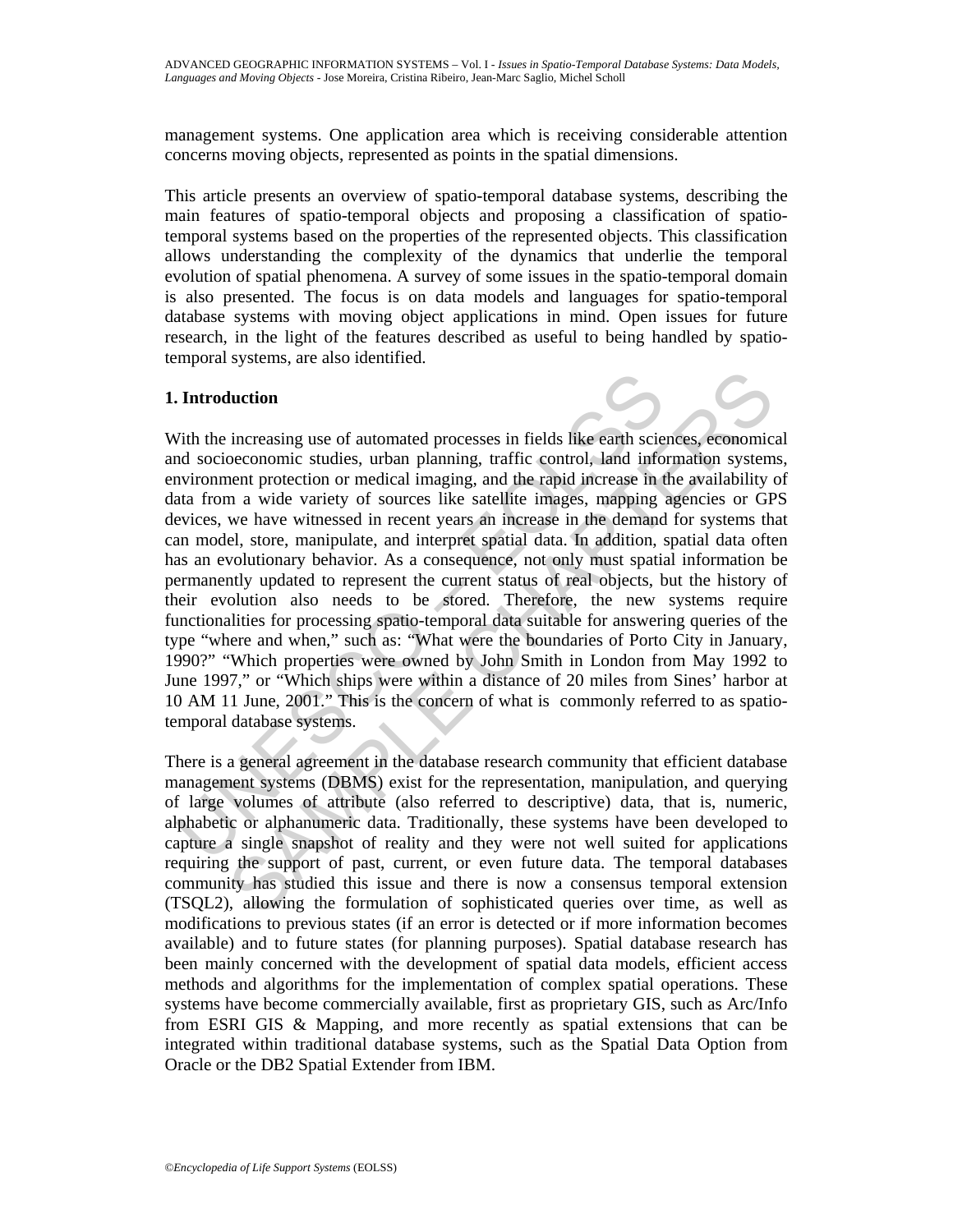management systems. One application area which is receiving considerable attention concerns moving objects, represented as points in the spatial dimensions.

This article presents an overview of spatio-temporal database systems, describing the main features of spatio-temporal objects and proposing a classification of spatio-temporal systems based on the properties of the represented objects. This classification allows understanding the complexity of the dynamics that underlie the temporal evolution of spatial phenomena. A survey of some issues in the spatio-temporal domain is also presented. The focus is on data models and languages for spatio-temporal database systems with moving object applications in mind. Open issues for future research, in the light of the features described as useful to being handled by spatio-temporal systems, are also identified.

## 1. Introduction

With the increasing use of automated processes in fields like earth sciences, economical and socioeconomic studies, urban planning, traffic control, land information systems, environment protection or medical imaging, and the rapid increase in the availability of data from a wide variety of sources like satellite images, mapping agencies or GPS devices, we have witnessed in recent years an increase in the demand for systems that can model, store, manipulate, and interpret spatial data. In addition, spatial data often has an evolutionary behavior. As a consequence, not only must spatial information be permanently updated to represent the current status of real objects, but the history of their evolution also needs to be stored. Therefore, the new systems require functionalities for processing spatio-temporal data suitable for answering queries of the type "where and when," such as: "What were the boundaries of Porto City in January, 1990?" "Which properties were owned by John Smith in London from May 1992 to June 1997," or "Which ships were within a distance of 20 miles from Sines' harbor at 10 AM 11 June, 2001." This is the concern of what is commonly referred to as spatio-temporal database systems.

There is a general agreement in the database research community that efficient database management systems (DBMS) exist for the representation, manipulation, and querying of large volumes of attribute (also referred to descriptive) data, that is, numeric, alphabetic or alphanumeric data. Traditionally, these systems have been developed to capture a single snapshot of reality and they were not well suited for applications requiring the support of past, current, or even future data. The temporal databases community has studied this issue and there is now a consensus temporal extension (TSQL2), allowing the formulation of sophisticated queries over time, as well as modifications to previous states (if an error is detected or if more information becomes available) and to future states (for planning purposes). Spatial database research has been mainly concerned with the development of spatial data models, efficient access methods and algorithms for the implementation of complex spatial operations. These systems have become commercially available, first as proprietary GIS, such as Arc/Info from ESRI GIS & Mapping, and more recently as spatial extensions that can be integrated within traditional database systems, such as the Spatial Data Option from Oracle or the DB2 Spatial Extender from IBM.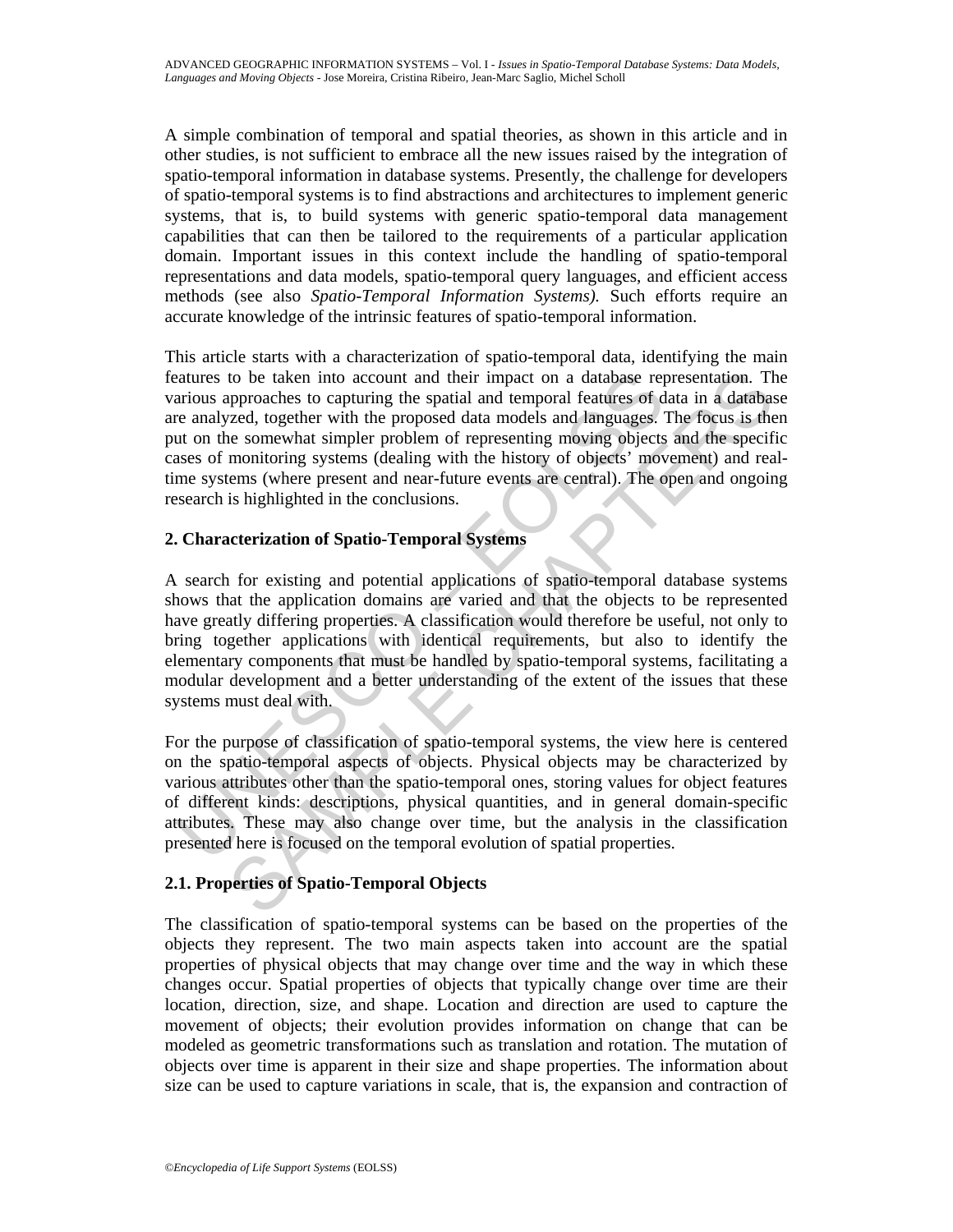A simple combination of temporal and spatial theories, as shown in this article and in other studies, is not sufficient to embrace all the new issues raised by the integration of spatio-temporal information in database systems. Presently, the challenge for developers of spatio-temporal systems is to find abstractions and architectures to implement generic systems, that is, to build systems with generic spatio-temporal data management capabilities that can then be tailored to the requirements of a particular application domain. Important issues in this context include the handling of spatio-temporal representations and data models, spatio-temporal query languages, and efficient access methods (see also *Spatio-Temporal Information Systems)*. Such efforts require an accurate knowledge of the intrinsic features of spatio-temporal information.

This article starts with a characterization of spatio-temporal data, identifying the main features to be taken into account and their impact on a database representation. The various approaches to capturing the spatial and temporal features of data in a database are analyzed, together with the proposed data models and languages. The focus is then put on the somewhat simpler problem of representing moving objects and the specific cases of monitoring systems (dealing with the history of objects' movement) and real-time systems (where present and near-future events are central). The open and ongoing research is highlighted in the conclusions.

## 2. Characterization of Spatio-Temporal Systems

A search for existing and potential applications of spatio-temporal database systems shows that the application domains are varied and that the objects to be represented have greatly differing properties. A classification would therefore be useful, not only to bring together applications with identical requirements, but also to identify the elementary components that must be handled by spatio-temporal systems, facilitating a modular development and a better understanding of the extent of the issues that these systems must deal with.

For the purpose of classification of spatio-temporal systems, the view here is centered on the spatio-temporal aspects of objects. Physical objects may be characterized by various attributes other than the spatio-temporal ones, storing values for object features of different kinds: descriptions, physical quantities, and in general domain-specific attributes. These may also change over time, but the analysis in the classification presented here is focused on the temporal evolution of spatial properties.

### 2.1. Properties of Spatio-Temporal Objects

The classification of spatio-temporal systems can be based on the properties of the objects they represent. The two main aspects taken into account are the spatial properties of physical objects that may change over time and the way in which these changes occur. Spatial properties of objects that typically change over time are their location, direction, size, and shape. Location and direction are used to capture the movement of objects; their evolution provides information on change that can be modeled as geometric transformations such as translation and rotation. The mutation of objects over time is apparent in their size and shape properties. The information about size can be used to capture variations in scale, that is, the expansion and contraction of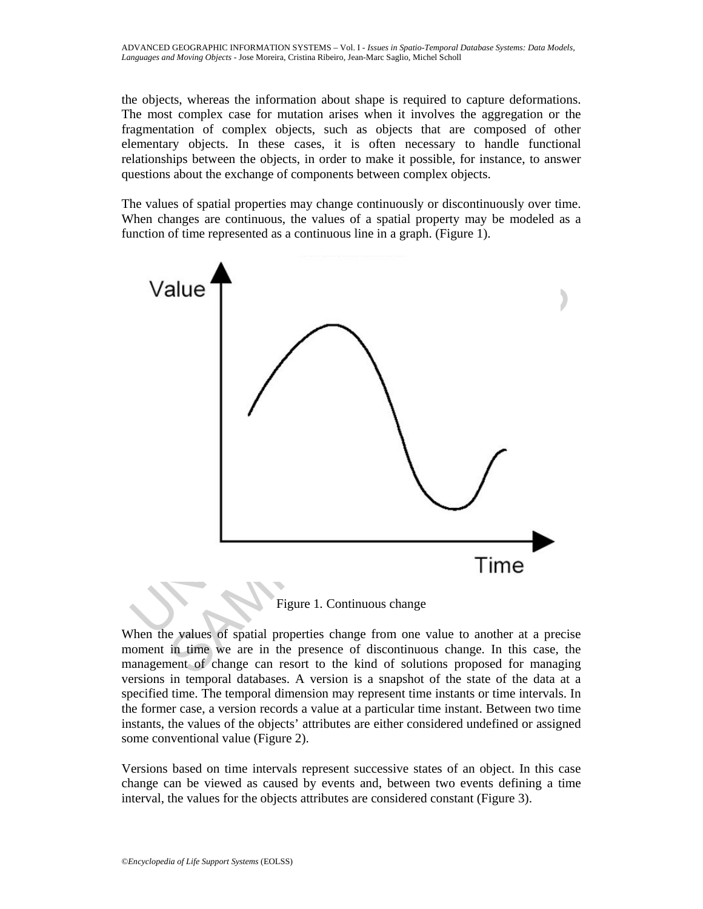the objects, whereas the information about shape is required to capture deformations. The most complex case for mutation arises when it involves the aggregation or the fragmentation of complex objects, such as objects that are composed of other elementary objects. In these cases, it is often necessary to handle functional relationships between the objects, in order to make it possible, for instance, to answer questions about the exchange of components between complex objects.

The values of spatial properties may change continuously or discontinuously over time. When changes are continuous, the values of a spatial property may be modeled as a function of time represented as a continuous line in a graph. (Figure 1).

Figure 1. Continuous change

When the values of spatial properties change from one value to another at a precise moment in time we are in the presence of discontinuous change. In this case, the management of change can resort to the kind of solutions proposed for managing versions in temporal databases. A version is a snapshot of the state of the data at a specified time. The temporal dimension may represent time instants or time intervals. In the former case, a version records a value at a particular time instant. Between two time instants, the values of the objects' attributes are either considered undefined or assigned some conventional value (Figure 2).

Versions based on time intervals represent successive states of an object. In this case change can be viewed as caused by events and, between two events defining a time interval, the values for the objects attributes are considered constant (Figure 3).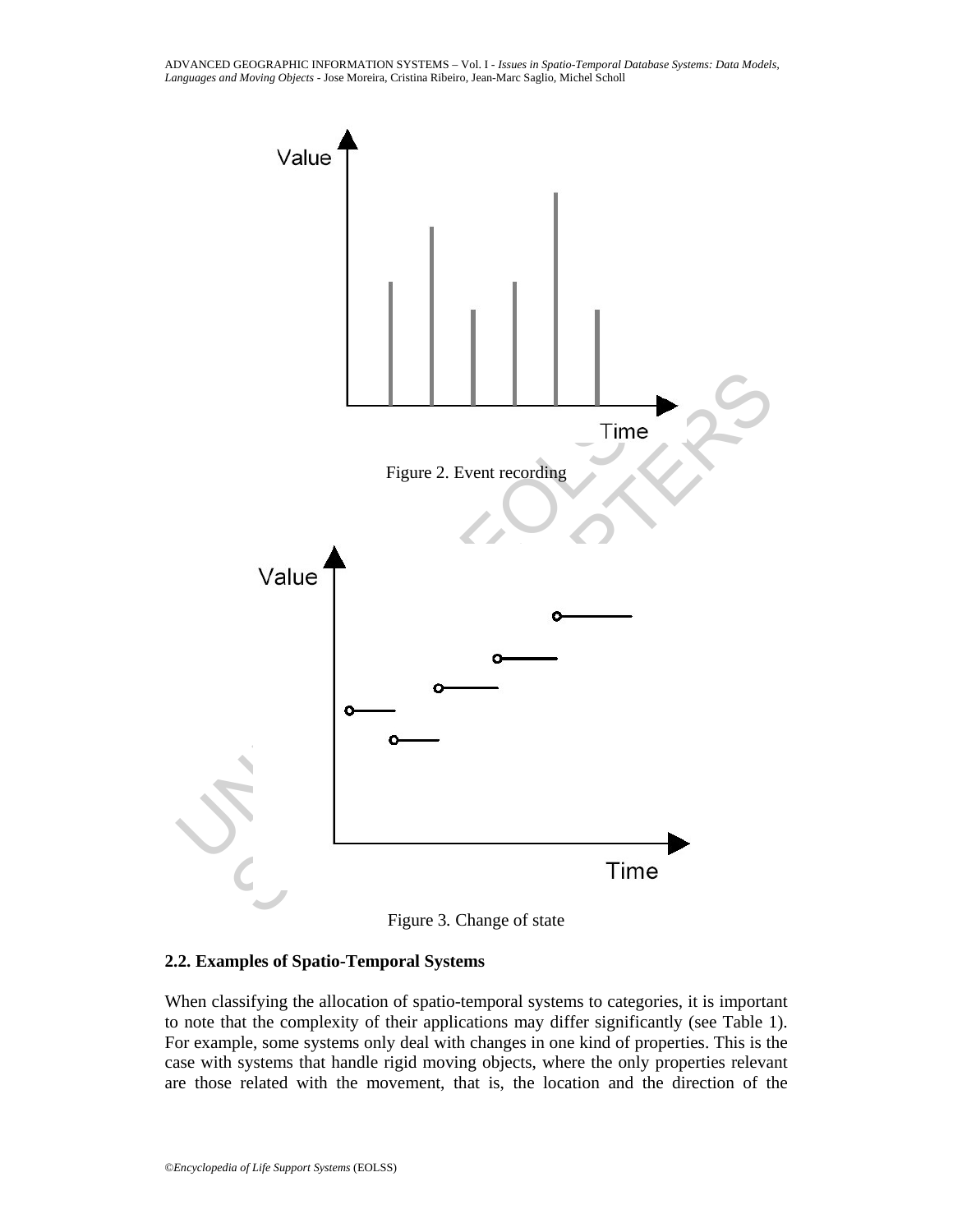Figure 2. Event recording

Figure 3. Change of state

### 2.2. Examples of Spatio-Temporal Systems

When classifying the allocation of spatio-temporal systems to categories, it is important to note that the complexity of their applications may differ significantly (see Table 1). For example, some systems only deal with changes in one kind of properties. This is the case with systems that handle rigid moving objects, where the only properties relevant are those related with the movement, that is, the location and the direction of the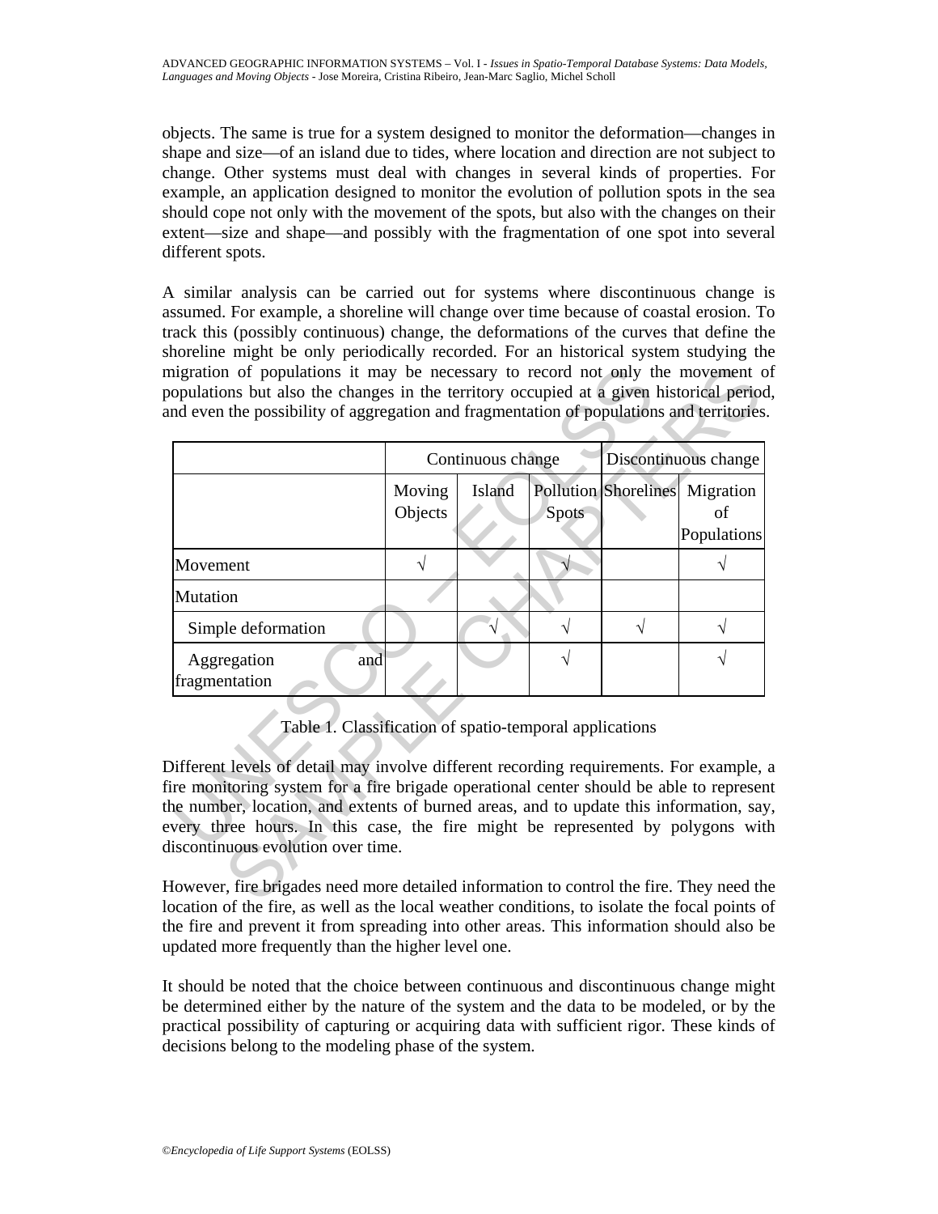objects. The same is true for a system designed to monitor the deformation—changes in shape and size—of an island due to tides, where location and direction are not subject to change. Other systems must deal with changes in several kinds of properties. For example, an application designed to monitor the evolution of pollution spots in the sea should cope not only with the movement of the spots, but also with the changes on their extent—size and shape—and possibly with the fragmentation of one spot into several different spots.

A similar analysis can be carried out for systems where discontinuous change is assumed. For example, a shoreline will change over time because of coastal erosion. To track this (possibly continuous) change, the deformations of the curves that define the shoreline might be only periodically recorded. For an historical system studying the migration of populations it may be necessary to record not only the movement of populations but also the changes in the territory occupied at a given historical period, and even the possibility of aggregation and fragmentation of populations and territories.

| | Continuous change | | | Discontinuous change | |
|---|---|---|---|---|---|
| | Moving Objects | Island | Pollution Spots | Shorelines | Migration of Populations |
| Movement | √ | | √ | | √ |
| Mutation | | | | | |
| Simple deformation | | √ | √ | √ | √ |
| Aggregation and fragmentation | | | √ | | √ |

Table 1. Classification of spatio-temporal applications

Different levels of detail may involve different recording requirements. For example, a fire monitoring system for a fire brigade operational center should be able to represent the number, location, and extents of burned areas, and to update this information, say, every three hours. In this case, the fire might be represented by polygons with discontinuous evolution over time.

However, fire brigades need more detailed information to control the fire. They need the location of the fire, as well as the local weather conditions, to isolate the focal points of the fire and prevent it from spreading into other areas. This information should also be updated more frequently than the higher level one.

It should be noted that the choice between continuous and discontinuous change might be determined either by the nature of the system and the data to be modeled, or by the practical possibility of capturing or acquiring data with sufficient rigor. These kinds of decisions belong to the modeling phase of the system.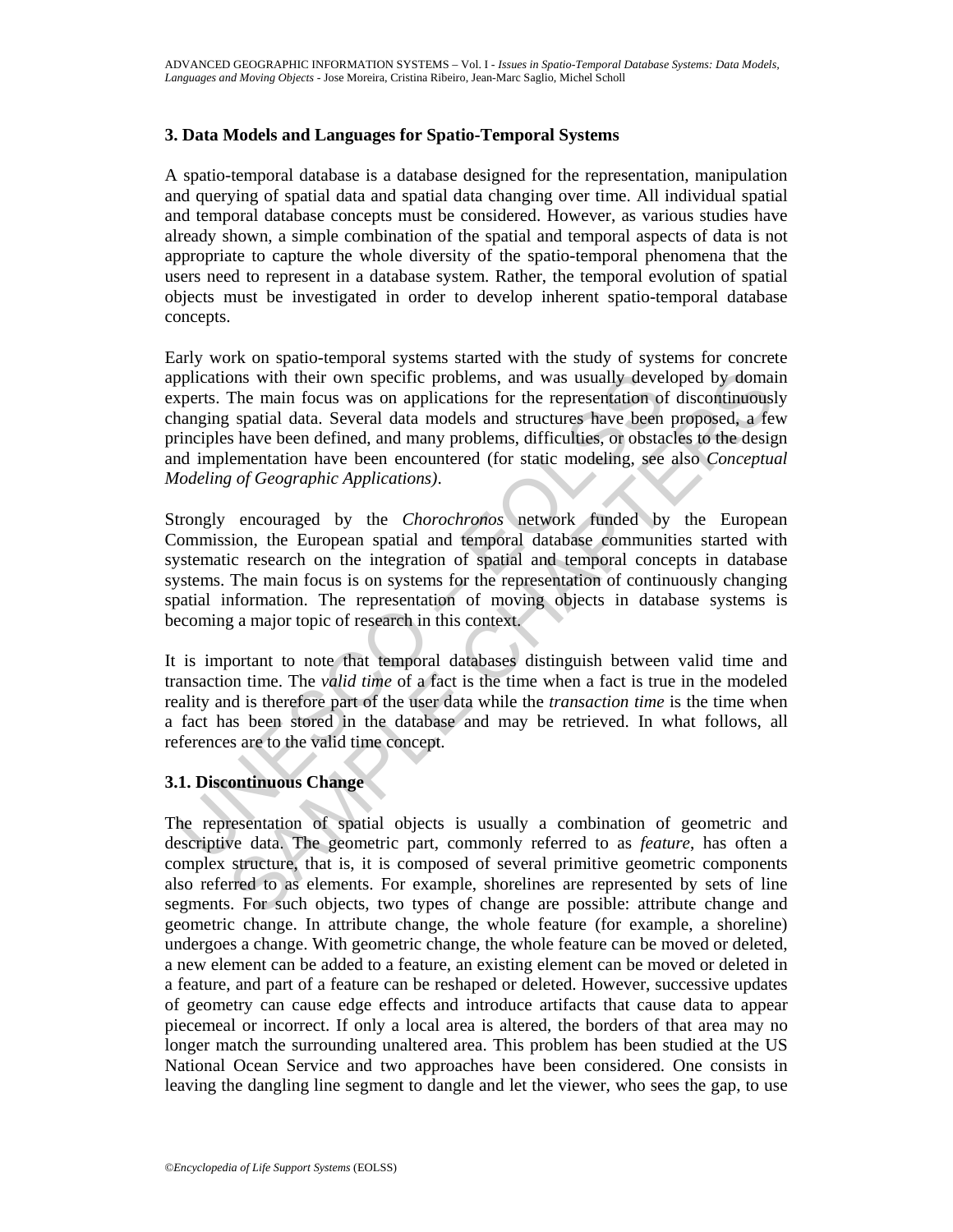## 3. Data Models and Languages for Spatio-Temporal Systems

A spatio-temporal database is a database designed for the representation, manipulation and querying of spatial data and spatial data changing over time. All individual spatial and temporal database concepts must be considered. However, as various studies have already shown, a simple combination of the spatial and temporal aspects of data is not appropriate to capture the whole diversity of the spatio-temporal phenomena that the users need to represent in a database system. Rather, the temporal evolution of spatial objects must be investigated in order to develop inherent spatio-temporal database concepts.

Early work on spatio-temporal systems started with the study of systems for concrete applications with their own specific problems, and was usually developed by domain experts. The main focus was on applications for the representation of discontinuously changing spatial data. Several data models and structures have been proposed, a few principles have been defined, and many problems, difficulties, or obstacles to the design and implementation have been encountered (for static modeling, see also *Conceptual Modeling of Geographic Applications)*.

Strongly encouraged by the *Chorochronos* network funded by the European Commission, the European spatial and temporal database communities started with systematic research on the integration of spatial and temporal concepts in database systems. The main focus is on systems for the representation of continuously changing spatial information. The representation of moving objects in database systems is becoming a major topic of research in this context.

It is important to note that temporal databases distinguish between valid time and transaction time. The *valid time* of a fact is the time when a fact is true in the modeled reality and is therefore part of the user data while the *transaction time* is the time when a fact has been stored in the database and may be retrieved. In what follows, all references are to the valid time concept.

### 3.1. Discontinuous Change

The representation of spatial objects is usually a combination of geometric and descriptive data. The geometric part, commonly referred to as *feature*, has often a complex structure, that is, it is composed of several primitive geometric components also referred to as elements. For example, shorelines are represented by sets of line segments. For such objects, two types of change are possible: attribute change and geometric change. In attribute change, the whole feature (for example, a shoreline) undergoes a change. With geometric change, the whole feature can be moved or deleted, a new element can be added to a feature, an existing element can be moved or deleted in a feature, and part of a feature can be reshaped or deleted. However, successive updates of geometry can cause edge effects and introduce artifacts that cause data to appear piecemeal or incorrect. If only a local area is altered, the borders of that area may no longer match the surrounding unaltered area. This problem has been studied at the US National Ocean Service and two approaches have been considered. One consists in leaving the dangling line segment to dangle and let the viewer, who sees the gap, to use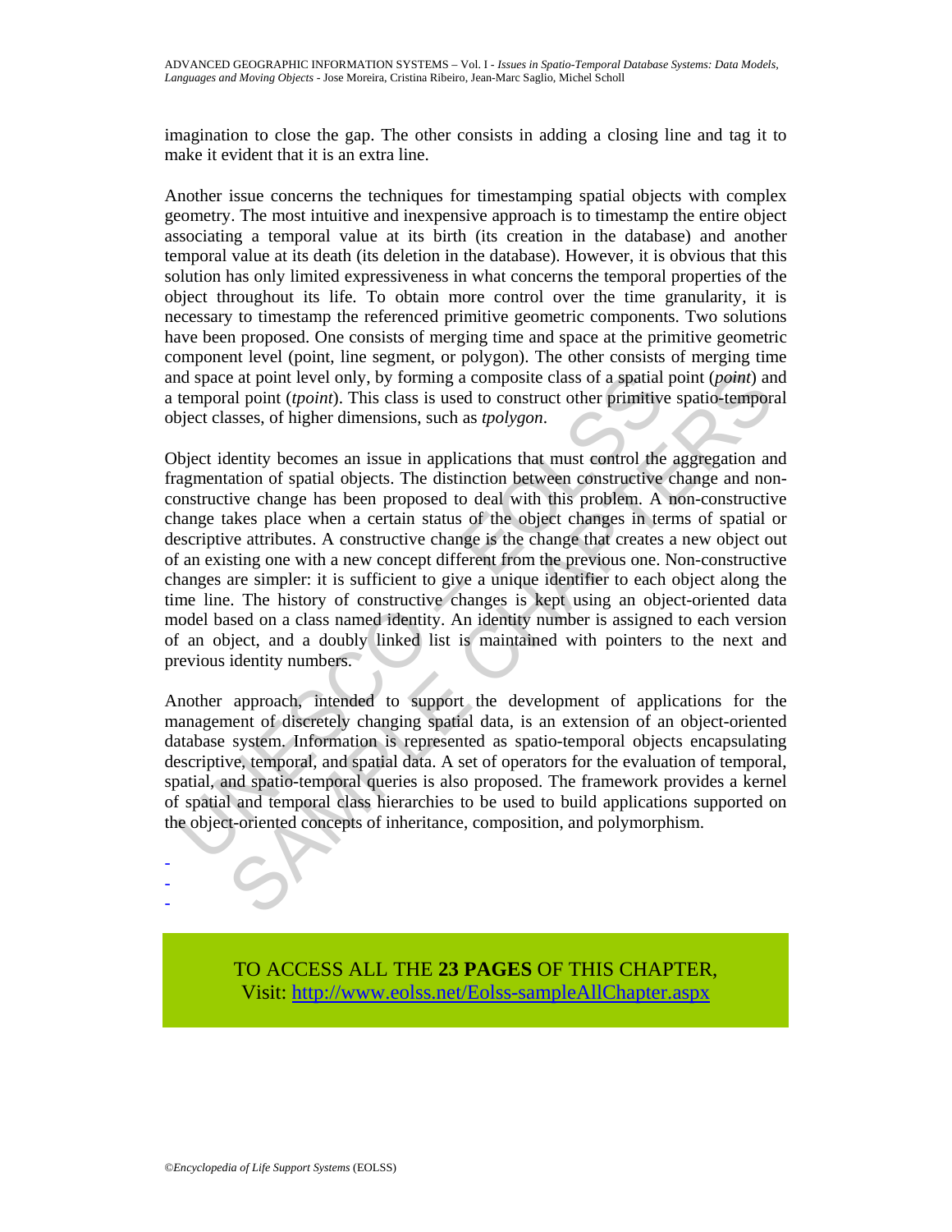imagination to close the gap. The other consists in adding a closing line and tag it to make it evident that it is an extra line.

Another issue concerns the techniques for timestamping spatial objects with complex geometry. The most intuitive and inexpensive approach is to timestamp the entire object associating a temporal value at its birth (its creation in the database) and another temporal value at its death (its deletion in the database). However, it is obvious that this solution has only limited expressiveness in what concerns the temporal properties of the object throughout its life. To obtain more control over the time granularity, it is necessary to timestamp the referenced primitive geometric components. Two solutions have been proposed. One consists of merging time and space at the primitive geometric component level (point, line segment, or polygon). The other consists of merging time and space at point level only, by forming a composite class of a spatial point (*point*) and a temporal point (*tpoint*). This class is used to construct other primitive spatio-temporal object classes, of higher dimensions, such as *tpolygon*.

Object identity becomes an issue in applications that must control the aggregation and fragmentation of spatial objects. The distinction between constructive change and non-constructive change has been proposed to deal with this problem. A non-constructive change takes place when a certain status of the object changes in terms of spatial or descriptive attributes. A constructive change is the change that creates a new object out of an existing one with a new concept different from the previous one. Non-constructive changes are simpler: it is sufficient to give a unique identifier to each object along the time line. The history of constructive changes is kept using an object-oriented data model based on a class named identity. An identity number is assigned to each version of an object, and a doubly linked list is maintained with pointers to the next and previous identity numbers.

Another approach, intended to support the development of applications for the management of discretely changing spatial data, is an extension of an object-oriented database system. Information is represented as spatio-temporal objects encapsulating descriptive, temporal, and spatial data. A set of operators for the evaluation of temporal, spatial, and spatio-temporal queries is also proposed. The framework provides a kernel of spatial and temporal class hierarchies to be used to build applications supported on the object-oriented concepts of inheritance, composition, and polymorphism.

-
-
-

TO ACCESS ALL THE **23 PAGES** OF THIS CHAPTER,
Visit: http://www.eolss.net/Eolss-sampleAllChapter.aspx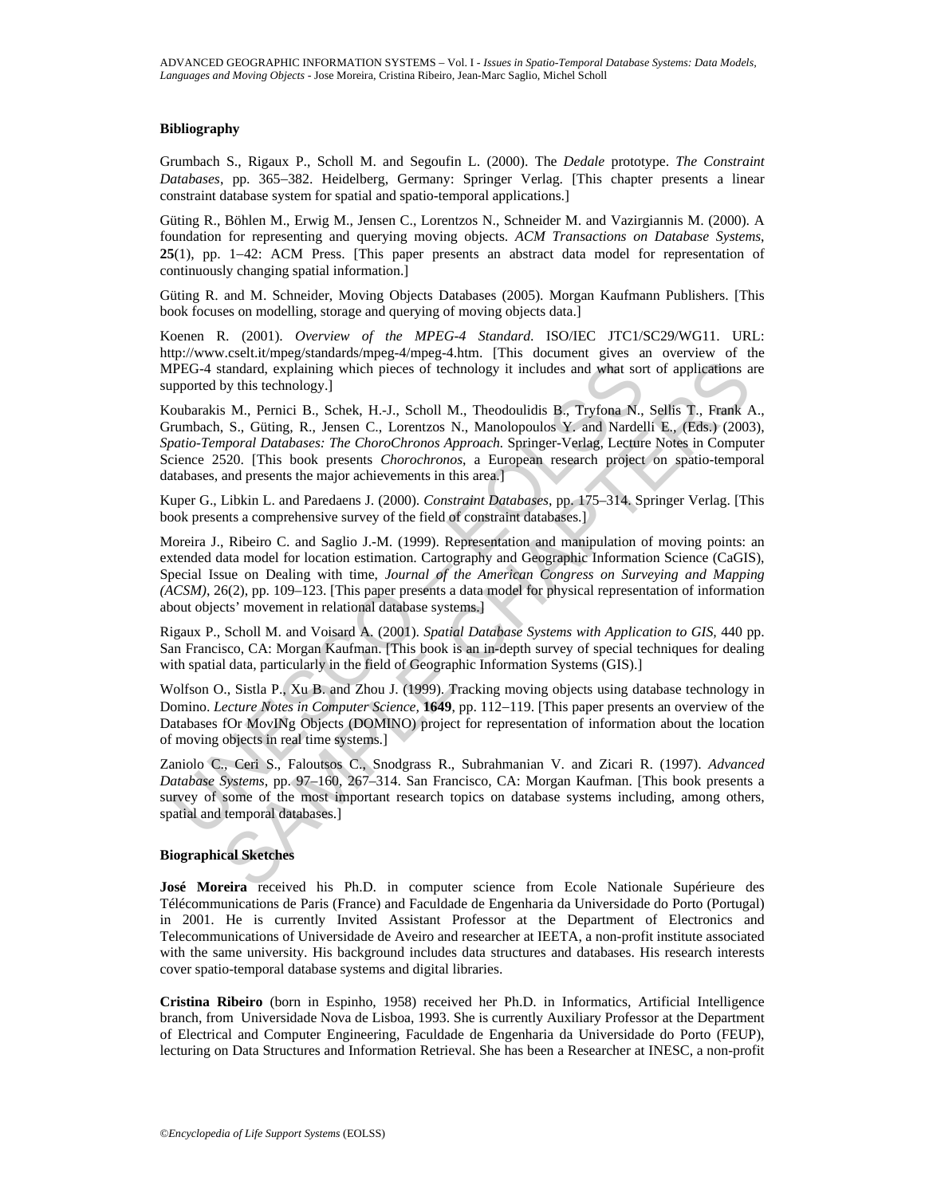### Bibliography

Grumbach S., Rigaux P., Scholl M. and Segoufin L. (2000). The *Dedale* prototype. *The Constraint Databases*, pp. 365–382. Heidelberg, Germany: Springer Verlag. [This chapter presents a linear constraint database system for spatial and spatio-temporal applications.]

Güting R., Böhlen M., Erwig M., Jensen C., Lorentzos N., Schneider M. and Vazirgiannis M. (2000). A foundation for representing and querying moving objects. *ACM Transactions on Database Systems*, **25**(1), pp. 1–42: ACM Press. [This paper presents an abstract data model for representation of continuously changing spatial information.]

Güting R. and M. Schneider, Moving Objects Databases (2005). Morgan Kaufmann Publishers. [This book focuses on modelling, storage and querying of moving objects data.]

Koenen R. (2001). *Overview of the MPEG-4 Standard*. ISO/IEC JTC1/SC29/WG11. URL: http://www.cselt.it/mpeg/standards/mpeg-4/mpeg-4.htm. [This document gives an overview of the MPEG-4 standard, explaining which pieces of technology it includes and what sort of applications are supported by this technology.]

Koubarakis M., Pernici B., Schek, H.-J., Scholl M., Theodoulidis B., Tryfona N., Sellis T., Frank A., Grumbach, S., Güting, R., Jensen C., Lorentzos N., Manolopoulos Y. and Nardelli E., (Eds.) (2003), *Spatio-Temporal Databases: The ChoroChronos Approach*. Springer-Verlag, Lecture Notes in Computer Science 2520. [This book presents *Chorochronos*, a European research project on spatio-temporal databases, and presents the major achievements in this area.]

Kuper G., Libkin L. and Paredaens J. (2000). *Constraint Databases*, pp. 175–314. Springer Verlag. [This book presents a comprehensive survey of the field of constraint databases.]

Moreira J., Ribeiro C. and Saglio J.-M. (1999). Representation and manipulation of moving points: an extended data model for location estimation. Cartography and Geographic Information Science (CaGIS), Special Issue on Dealing with time, *Journal of the American Congress on Surveying and Mapping (ACSM)*, 26(2), pp. 109–123. [This paper presents a data model for physical representation of information about objects' movement in relational database systems.]

Rigaux P., Scholl M. and Voisard A. (2001). *Spatial Database Systems with Application to GIS*, 440 pp. San Francisco, CA: Morgan Kaufman. [This book is an in-depth survey of special techniques for dealing with spatial data, particularly in the field of Geographic Information Systems (GIS).]

Wolfson O., Sistla P., Xu B. and Zhou J. (1999). Tracking moving objects using database technology in Domino. *Lecture Notes in Computer Science*, **1649**, pp. 112–119. [This paper presents an overview of the Databases fOr MovINg Objects (DOMINO) project for representation of information about the location of moving objects in real time systems.]

Zaniolo C., Ceri S., Faloutsos C., Snodgrass R., Subrahmanian V. and Zicari R. (1997). *Advanced Database Systems*, pp. 97–160, 267–314. San Francisco, CA: Morgan Kaufman. [This book presents a survey of some of the most important research topics on database systems including, among others, spatial and temporal databases.]

### Biographical Sketches

**José Moreira** received his Ph.D. in computer science from Ecole Nationale Supérieure des Télécommunications de Paris (France) and Faculdade de Engenharia da Universidade do Porto (Portugal) in 2001. He is currently Invited Assistant Professor at the Department of Electronics and Telecommunications of Universidade de Aveiro and researcher at IEETA, a non-profit institute associated with the same university. His background includes data structures and databases. His research interests cover spatio-temporal database systems and digital libraries.

**Cristina Ribeiro** (born in Espinho, 1958) received her Ph.D. in Informatics, Artificial Intelligence branch, from Universidade Nova de Lisboa, 1993. She is currently Auxiliary Professor at the Department of Electrical and Computer Engineering, Faculdade de Engenharia da Universidade do Porto (FEUP), lecturing on Data Structures and Information Retrieval. She has been a Researcher at INESC, a non-profit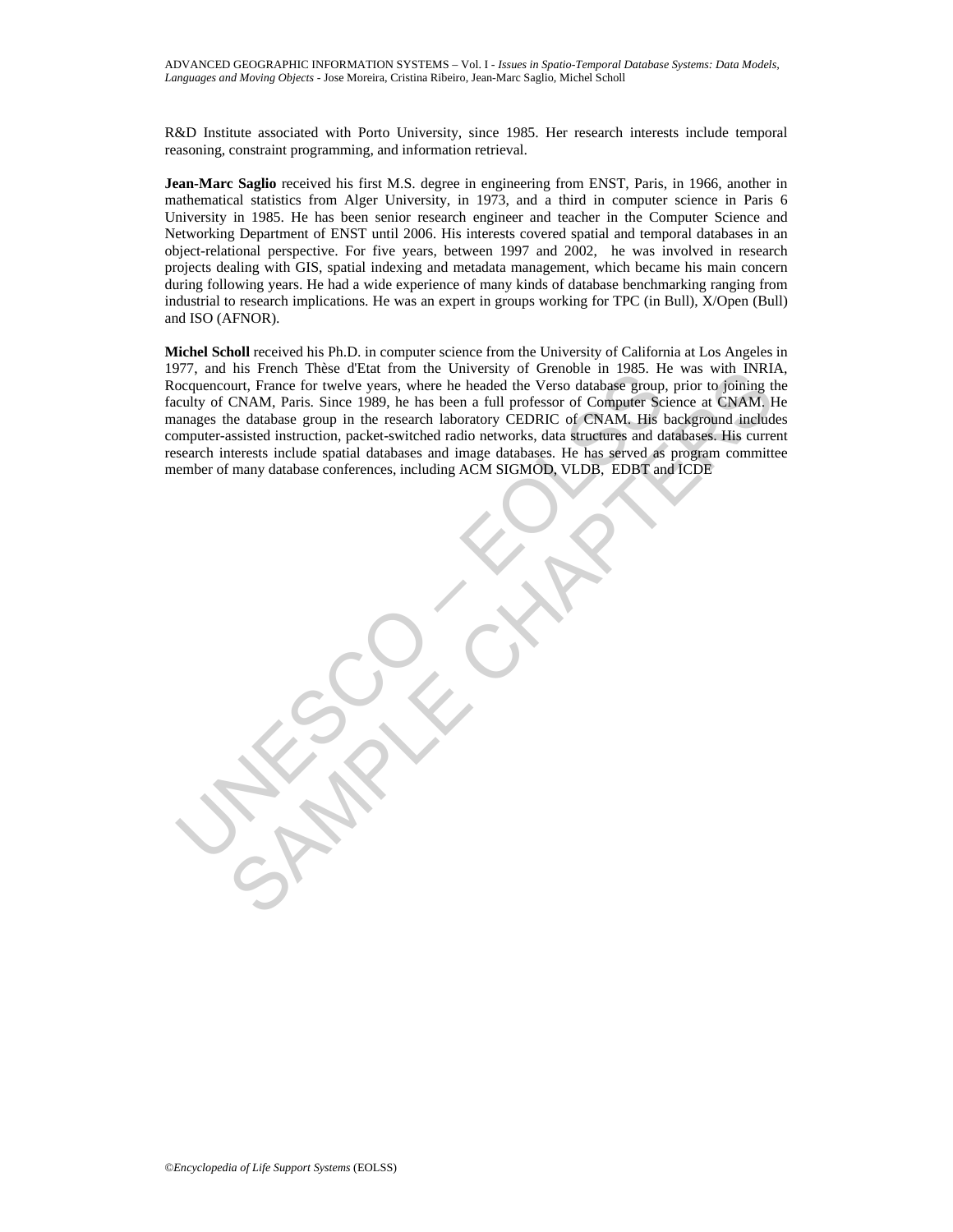R&D Institute associated with Porto University, since 1985. Her research interests include temporal reasoning, constraint programming, and information retrieval.

**Jean-Marc Saglio** received his first M.S. degree in engineering from ENST, Paris, in 1966, another in mathematical statistics from Alger University, in 1973, and a third in computer science in Paris 6 University in 1985. He has been senior research engineer and teacher in the Computer Science and Networking Department of ENST until 2006. His interests covered spatial and temporal databases in an object-relational perspective. For five years, between 1997 and 2002, he was involved in research projects dealing with GIS, spatial indexing and metadata management, which became his main concern during following years. He had a wide experience of many kinds of database benchmarking ranging from industrial to research implications. He was an expert in groups working for TPC (in Bull), X/Open (Bull) and ISO (AFNOR).

**Michel Scholl** received his Ph.D. in computer science from the University of California at Los Angeles in 1977, and his French Thèse d'Etat from the University of Grenoble in 1985. He was with INRIA, Rocquencourt, France for twelve years, where he headed the Verso database group, prior to joining the faculty of CNAM, Paris. Since 1989, he has been a full professor of Computer Science at CNAM. He manages the database group in the research laboratory CEDRIC of CNAM. His background includes computer-assisted instruction, packet-switched radio networks, data structures and databases. His current research interests include spatial databases and image databases. He has served as program committee member of many database conferences, including ACM SIGMOD, VLDB, EDBT and ICDE